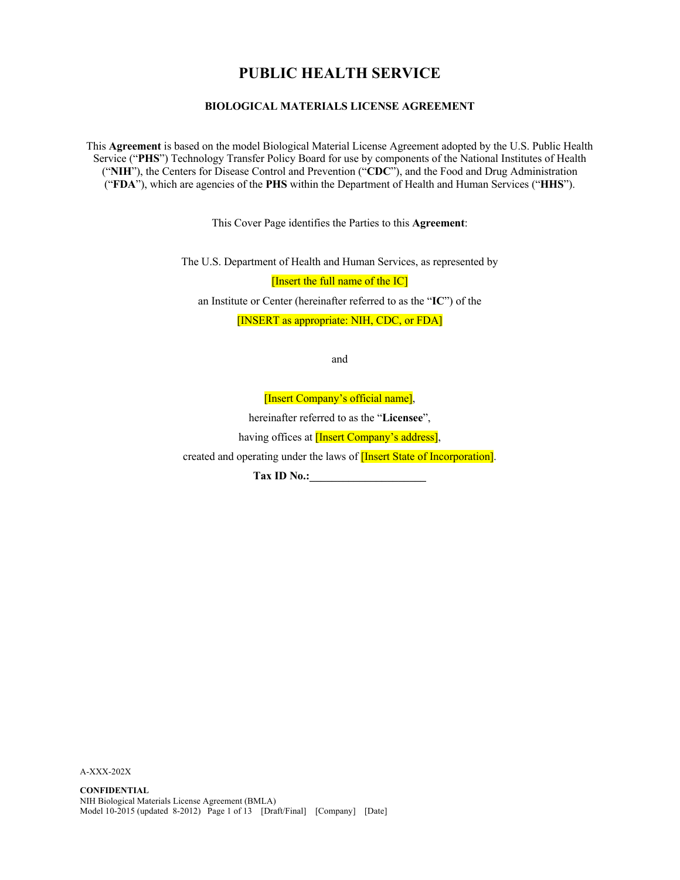# PUBLIC HEALTH SERVICE

## BIOLOGICAL MATERIALS LICENSE AGREEMENT

This **Agreement** is based on the model Biological Material License Agreement adopted by the U.S. Public Health Service ("**PHS**") Technology Transfer Policy Board for use by components of the National Institutes of Health ("**NIH**"), the Centers for Disease Control and Prevention ("**CDC**"), and the Food and Drug Administration ("**FDA**"), which are agencies of the **PHS** within the Department of Health and Human Services ("**HHS**").

This Cover Page identifies the Parties to this **Agreement**:

The U.S. Department of Health and Human Services, as represented by

[Insert the full name of the IC]

an Institute or Center (hereinafter referred to as the "**IC**") of the

[INSERT as appropriate: NIH, CDC, or FDA]

and

[Insert Company's official name],

hereinafter referred to as the "**Licensee**",

having offices at [Insert Company's address],

created and operating under the laws of [Insert State of Incorporation].

**Tax ID No.:**____________________

A-XXX-202X

**CONFIDENTIAL**
NIH Biological Materials License Agreement (BMLA)
Model 10-2015 (updated 8-2012) [Draft/Final] [Company] [Date]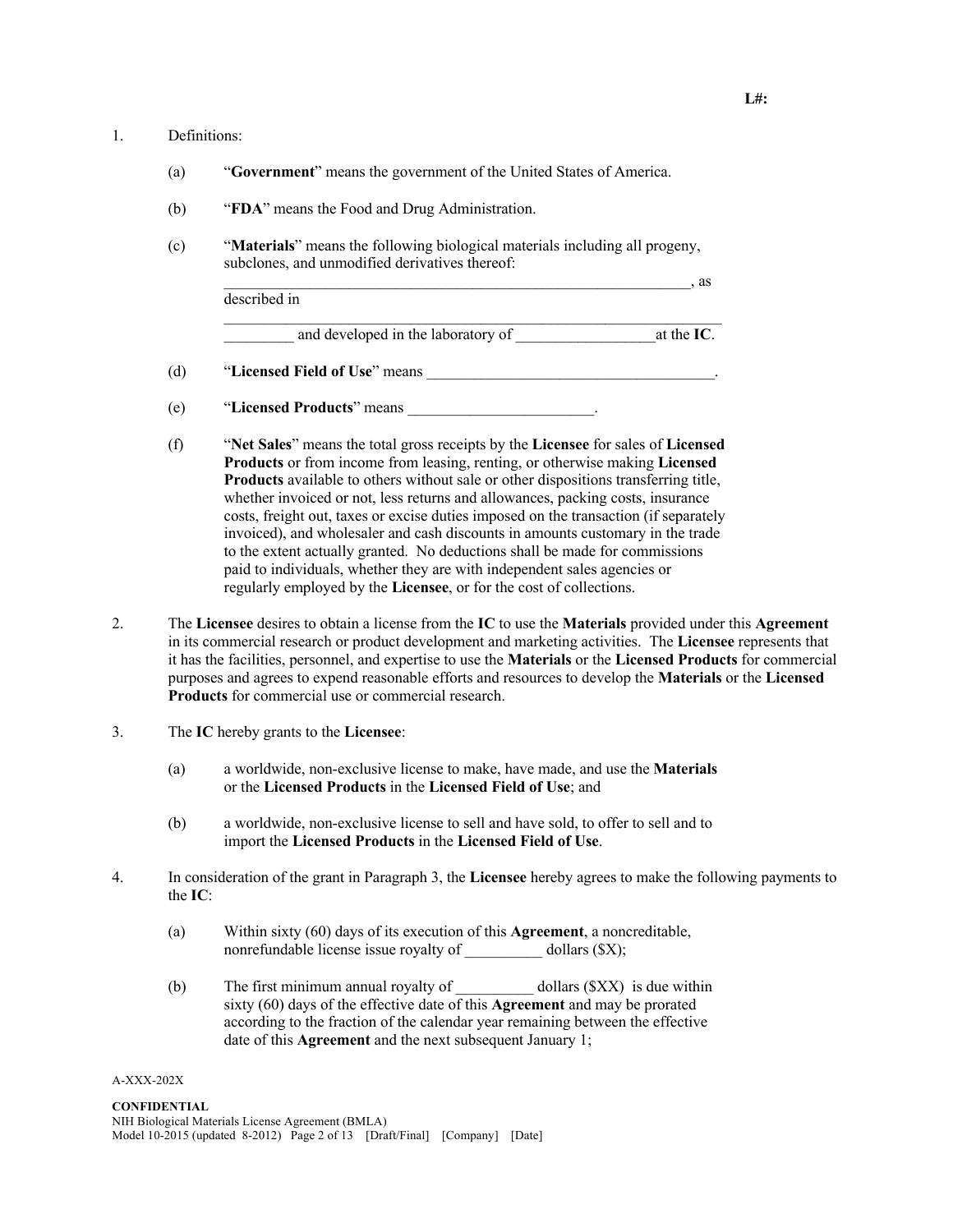L#:

1. Definitions:

   (a) "**Government**" means the government of the United States of America.

   (b) "**FDA**" means the Food and Drug Administration.

   (c) "**Materials**" means the following biological materials including all progeny, subclones, and unmodified derivatives thereof: _______________________________________________________________, as described in _______________________________________________________________ _________ and developed in the laboratory of __________________at the **IC**.

   (d) "**Licensed Field of Use**" means _____________________________________.

   (e) "**Licensed Products**" means ________________________.

   (f) "**Net Sales**" means the total gross receipts by the **Licensee** for sales of **Licensed Products** or from income from leasing, renting, or otherwise making **Licensed Products** available to others without sale or other dispositions transferring title, whether invoiced or not, less returns and allowances, packing costs, insurance costs, freight out, taxes or excise duties imposed on the transaction (if separately invoiced), and wholesaler and cash discounts in amounts customary in the trade to the extent actually granted. No deductions shall be made for commissions paid to individuals, whether they are with independent sales agencies or regularly employed by the **Licensee**, or for the cost of collections.

2. The **Licensee** desires to obtain a license from the **IC** to use the **Materials** provided under this **Agreement** in its commercial research or product development and marketing activities. The **Licensee** represents that it has the facilities, personnel, and expertise to use the **Materials** or the **Licensed Products** for commercial purposes and agrees to expend reasonable efforts and resources to develop the **Materials** or the **Licensed Products** for commercial use or commercial research.

3. The **IC** hereby grants to the **Licensee**:

   (a) a worldwide, non-exclusive license to make, have made, and use the **Materials** or the **Licensed Products** in the **Licensed Field of Use**; and

   (b) a worldwide, non-exclusive license to sell and have sold, to offer to sell and to import the **Licensed Products** in the **Licensed Field of Use**.

4. In consideration of the grant in Paragraph 3, the **Licensee** hereby agrees to make the following payments to the **IC**:

   (a) Within sixty (60) days of its execution of this **Agreement**, a noncreditable, nonrefundable license issue royalty of __________ dollars ($X);

   (b) The first minimum annual royalty of __________ dollars ($XX) is due within sixty (60) days of the effective date of this **Agreement** and may be prorated according to the fraction of the calendar year remaining between the effective date of this **Agreement** and the next subsequent January 1;

A-XXX-202X

**CONFIDENTIAL**
NIH Biological Materials License Agreement (BMLA)
Model 10-2015 (updated 8-2012) [Draft/Final] [Company] [Date]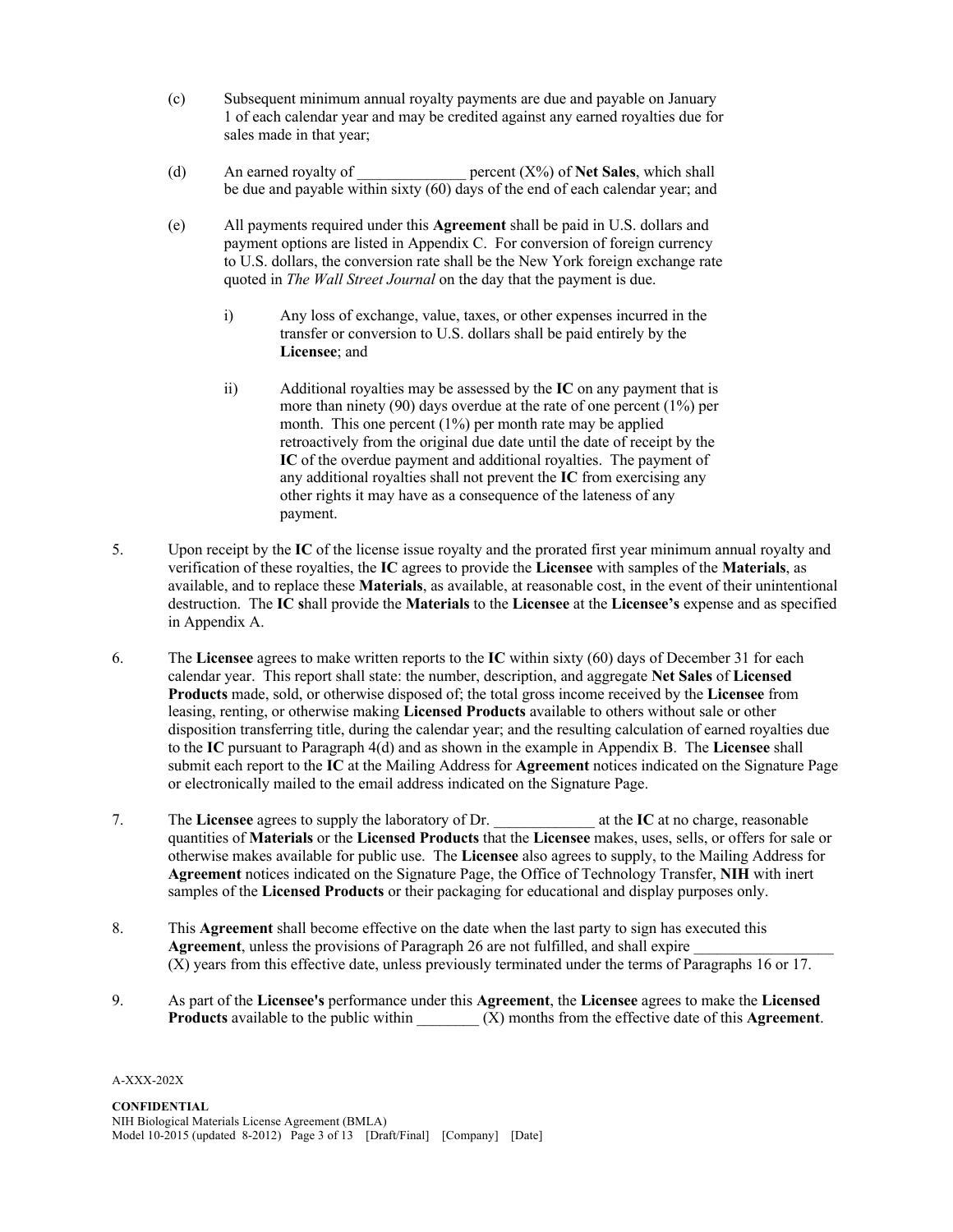(c) Subsequent minimum annual royalty payments are due and payable on January 1 of each calendar year and may be credited against any earned royalties due for sales made in that year;

(d) An earned royalty of ______________ percent (X%) of **Net Sales**, which shall be due and payable within sixty (60) days of the end of each calendar year; and

(e) All payments required under this **Agreement** shall be paid in U.S. dollars and payment options are listed in Appendix C. For conversion of foreign currency to U.S. dollars, the conversion rate shall be the New York foreign exchange rate quoted in *The Wall Street Journal* on the day that the payment is due.

i) Any loss of exchange, value, taxes, or other expenses incurred in the transfer or conversion to U.S. dollars shall be paid entirely by the **Licensee**; and

ii) Additional royalties may be assessed by the **IC** on any payment that is more than ninety (90) days overdue at the rate of one percent (1%) per month. This one percent (1%) per month rate may be applied retroactively from the original due date until the date of receipt by the **IC** of the overdue payment and additional royalties. The payment of any additional royalties shall not prevent the **IC** from exercising any other rights it may have as a consequence of the lateness of any payment.

5. Upon receipt by the **IC** of the license issue royalty and the prorated first year minimum annual royalty and verification of these royalties, the **IC** agrees to provide the **Licensee** with samples of the **Materials**, as available, and to replace these **Materials**, as available, at reasonable cost, in the event of their unintentional destruction. The **IC s**hall provide the **Materials** to the **Licensee** at the **Licensee's** expense and as specified in Appendix A.

6. The **Licensee** agrees to make written reports to the **IC** within sixty (60) days of December 31 for each calendar year. This report shall state: the number, description, and aggregate **Net Sales** of **Licensed Products** made, sold, or otherwise disposed of; the total gross income received by the **Licensee** from leasing, renting, or otherwise making **Licensed Products** available to others without sale or other disposition transferring title, during the calendar year; and the resulting calculation of earned royalties due to the **IC** pursuant to Paragraph 4(d) and as shown in the example in Appendix B. The **Licensee** shall submit each report to the **IC** at the Mailing Address for **Agreement** notices indicated on the Signature Page or electronically mailed to the email address indicated on the Signature Page.

7. The **Licensee** agrees to supply the laboratory of Dr. _____________ at the **IC** at no charge, reasonable quantities of **Materials** or the **Licensed Products** that the **Licensee** makes, uses, sells, or offers for sale or otherwise makes available for public use. The **Licensee** also agrees to supply, to the Mailing Address for **Agreement** notices indicated on the Signature Page, the Office of Technology Transfer, **NIH** with inert samples of the **Licensed Products** or their packaging for educational and display purposes only.

8. This **Agreement** shall become effective on the date when the last party to sign has executed this **Agreement**, unless the provisions of Paragraph 26 are not fulfilled, and shall expire _________________ (X) years from this effective date, unless previously terminated under the terms of Paragraphs 16 or 17.

9. As part of the **Licensee's** performance under this **Agreement**, the **Licensee** agrees to make the **Licensed Products** available to the public within ________ (X) months from the effective date of this **Agreement**.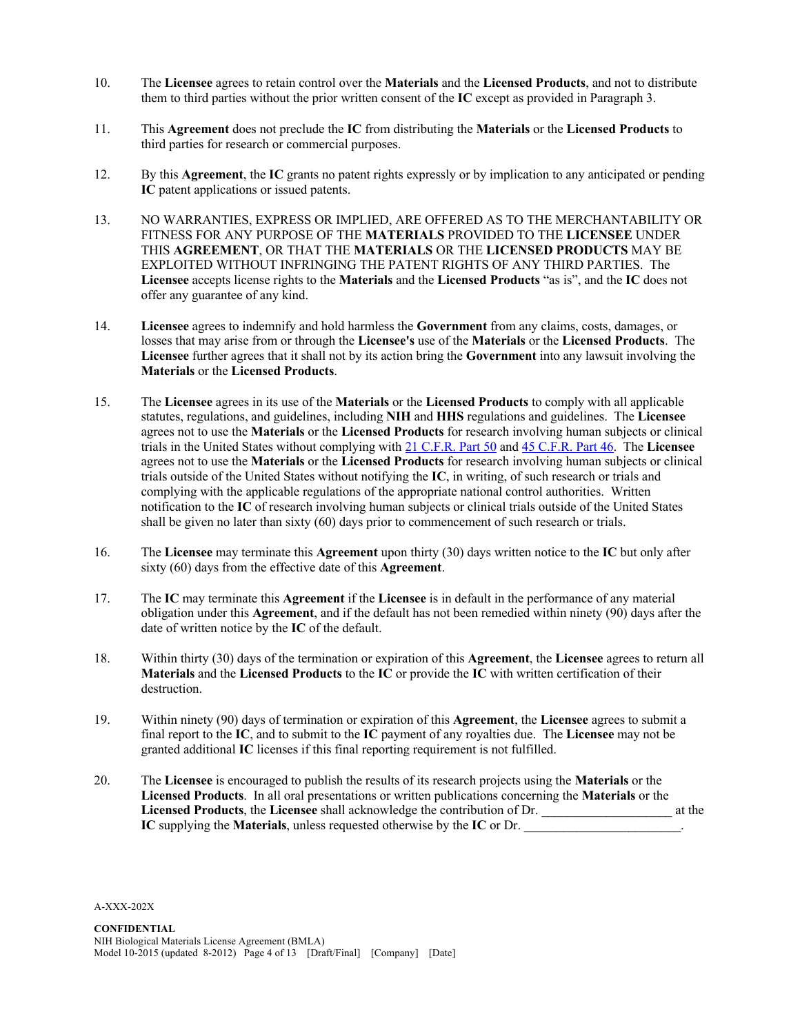10. The **Licensee** agrees to retain control over the **Materials** and the **Licensed Products**, and not to distribute them to third parties without the prior written consent of the **IC** except as provided in Paragraph 3.

11. This **Agreement** does not preclude the **IC** from distributing the **Materials** or the **Licensed Products** to third parties for research or commercial purposes.

12. By this **Agreement**, the **IC** grants no patent rights expressly or by implication to any anticipated or pending **IC** patent applications or issued patents.

13. NO WARRANTIES, EXPRESS OR IMPLIED, ARE OFFERED AS TO THE MERCHANTABILITY OR FITNESS FOR ANY PURPOSE OF THE **MATERIALS** PROVIDED TO THE **LICENSEE** UNDER THIS **AGREEMENT**, OR THAT THE **MATERIALS** OR THE **LICENSED PRODUCTS** MAY BE EXPLOITED WITHOUT INFRINGING THE PATENT RIGHTS OF ANY THIRD PARTIES. The **Licensee** accepts license rights to the **Materials** and the **Licensed Products** "as is", and the **IC** does not offer any guarantee of any kind.

14. **Licensee** agrees to indemnify and hold harmless the **Government** from any claims, costs, damages, or losses that may arise from or through the **Licensee's** use of the **Materials** or the **Licensed Products**. The **Licensee** further agrees that it shall not by its action bring the **Government** into any lawsuit involving the **Materials** or the **Licensed Products**.

15. The **Licensee** agrees in its use of the **Materials** or the **Licensed Products** to comply with all applicable statutes, regulations, and guidelines, including **NIH** and **HHS** regulations and guidelines. The **Licensee** agrees not to use the **Materials** or the **Licensed Products** for research involving human subjects or clinical trials in the United States without complying with 21 C.F.R. Part 50 and 45 C.F.R. Part 46. The **Licensee** agrees not to use the **Materials** or the **Licensed Products** for research involving human subjects or clinical trials outside of the United States without notifying the **IC**, in writing, of such research or trials and complying with the applicable regulations of the appropriate national control authorities. Written notification to the **IC** of research involving human subjects or clinical trials outside of the United States shall be given no later than sixty (60) days prior to commencement of such research or trials.

16. The **Licensee** may terminate this **Agreement** upon thirty (30) days written notice to the **IC** but only after sixty (60) days from the effective date of this **Agreement**.

17. The **IC** may terminate this **Agreement** if the **Licensee** is in default in the performance of any material obligation under this **Agreement**, and if the default has not been remedied within ninety (90) days after the date of written notice by the **IC** of the default.

18. Within thirty (30) days of the termination or expiration of this **Agreement**, the **Licensee** agrees to return all **Materials** and the **Licensed Products** to the **IC** or provide the **IC** with written certification of their destruction.

19. Within ninety (90) days of termination or expiration of this **Agreement**, the **Licensee** agrees to submit a final report to the **IC**, and to submit to the **IC** payment of any royalties due. The **Licensee** may not be granted additional **IC** licenses if this final reporting requirement is not fulfilled.

20. The **Licensee** is encouraged to publish the results of its research projects using the **Materials** or the **Licensed Products**. In all oral presentations or written publications concerning the **Materials** or the **Licensed Products**, the **Licensee** shall acknowledge the contribution of Dr. ____________________ at the **IC** supplying the **Materials**, unless requested otherwise by the **IC** or Dr. ________________________.

A-XXX-202X

**CONFIDENTIAL**
NIH Biological Materials License Agreement (BMLA)
Model 10-2015 (updated 8-2012) [Draft/Final] [Company] [Date]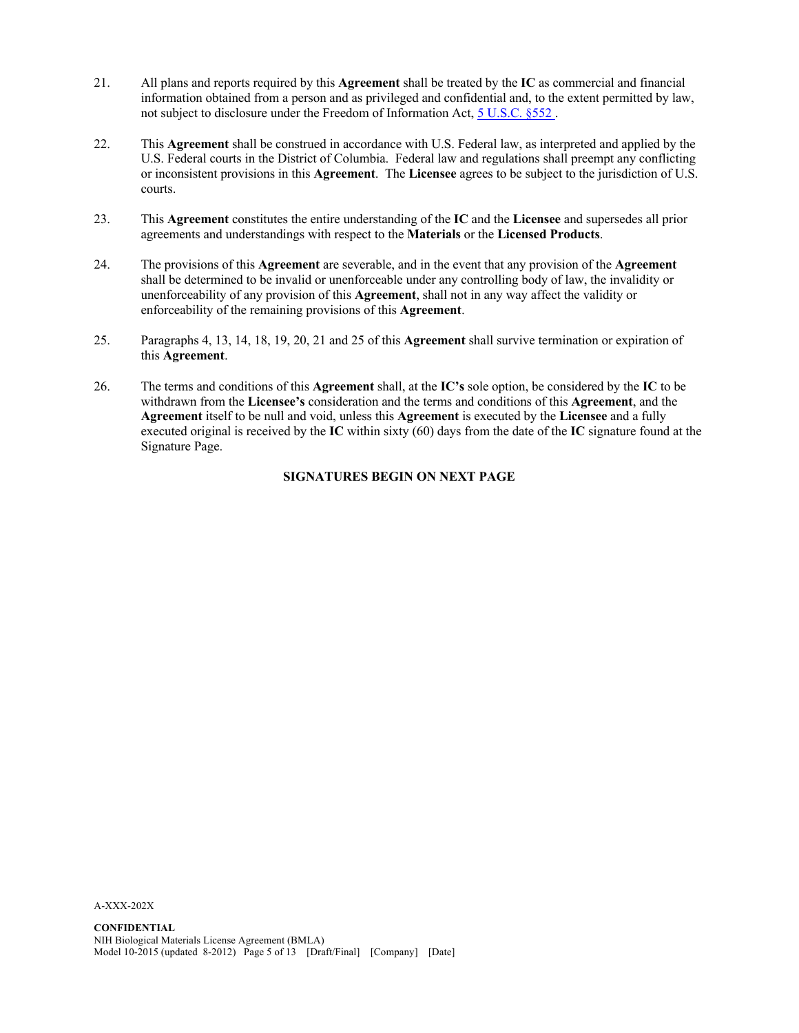21. All plans and reports required by this **Agreement** shall be treated by the **IC** as commercial and financial information obtained from a person and as privileged and confidential and, to the extent permitted by law, not subject to disclosure under the Freedom of Information Act, 5 U.S.C. §552 .

22. This **Agreement** shall be construed in accordance with U.S. Federal law, as interpreted and applied by the U.S. Federal courts in the District of Columbia. Federal law and regulations shall preempt any conflicting or inconsistent provisions in this **Agreement**. The **Licensee** agrees to be subject to the jurisdiction of U.S. courts.

23. This **Agreement** constitutes the entire understanding of the **IC** and the **Licensee** and supersedes all prior agreements and understandings with respect to the **Materials** or the **Licensed Products**.

24. The provisions of this **Agreement** are severable, and in the event that any provision of the **Agreement** shall be determined to be invalid or unenforceable under any controlling body of law, the invalidity or unenforceability of any provision of this **Agreement**, shall not in any way affect the validity or enforceability of the remaining provisions of this **Agreement**.

25. Paragraphs 4, 13, 14, 18, 19, 20, 21 and 25 of this **Agreement** shall survive termination or expiration of this **Agreement**.

26. The terms and conditions of this **Agreement** shall, at the **IC's** sole option, be considered by the **IC** to be withdrawn from the **Licensee's** consideration and the terms and conditions of this **Agreement**, and the **Agreement** itself to be null and void, unless this **Agreement** is executed by the **Licensee** and a fully executed original is received by the **IC** within sixty (60) days from the date of the **IC** signature found at the Signature Page.

**SIGNATURES BEGIN ON NEXT PAGE**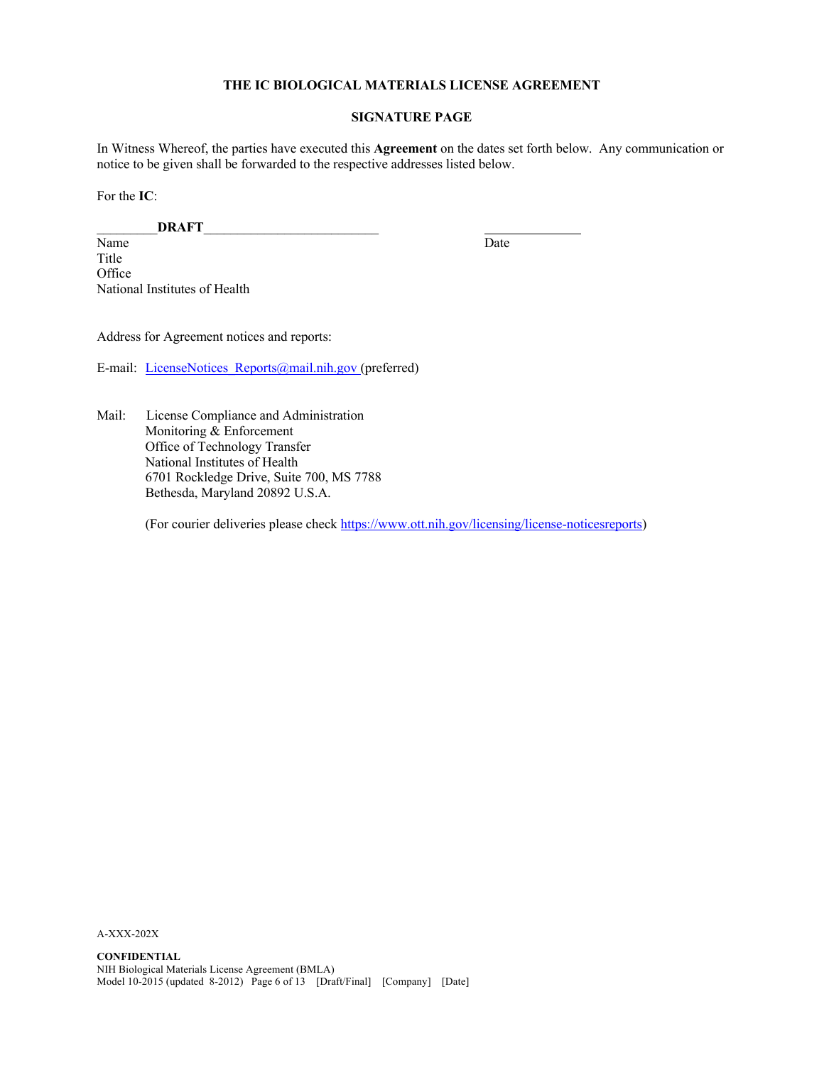**THE IC BIOLOGICAL MATERIALS LICENSE AGREEMENT**

**SIGNATURE PAGE**

In Witness Whereof, the parties have executed this **Agreement** on the dates set forth below. Any communication or notice to be given shall be forwarded to the respective addresses listed below.

For the **IC**:

________**DRAFT**_________________________ _____________

Name Date
Title
Office
National Institutes of Health

Address for Agreement notices and reports:

E-mail: LicenseNotices_Reports@mail.nih.gov (preferred)

Mail: License Compliance and Administration
Monitoring & Enforcement
Office of Technology Transfer
National Institutes of Health
6701 Rockledge Drive, Suite 700, MS 7788
Bethesda, Maryland 20892 U.S.A.

(For courier deliveries please check https://www.ott.nih.gov/licensing/license-noticesreports)

A-XXX-202X

**CONFIDENTIAL**
NIH Biological Materials License Agreement (BMLA)
Model 10-2015 (updated 8-2012) [Draft/Final] [Company] [Date]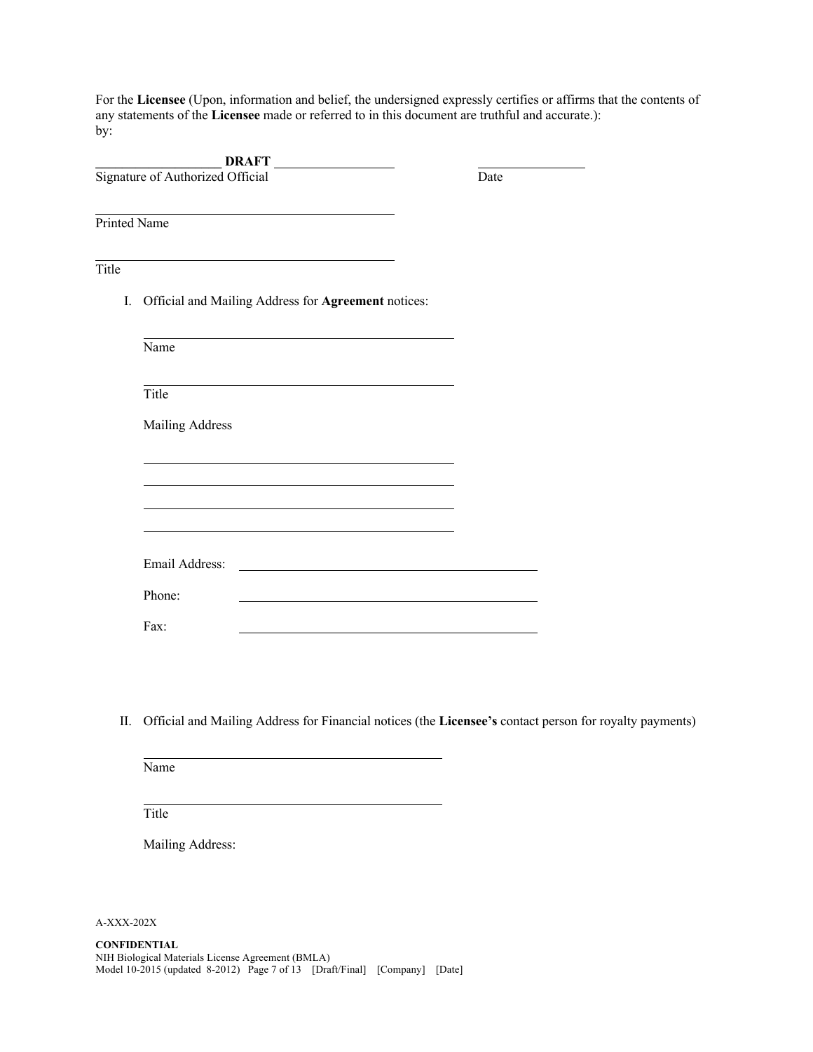For the **Licensee** (Upon, information and belief, the undersigned expressly certifies or affirms that the contents of any statements of the **Licensee** made or referred to in this document are truthful and accurate.):
by:

\_\_\_\_\_\_\_\_\_\_\_\_\_\_\_\_\_\_\_ **DRAFT** \_\_\_\_\_\_\_\_\_\_\_\_\_\_\_\_\_\_\_ \_\_\_\_\_\_\_\_\_\_\_\_\_\_\_\_
Signature of Authorized Official Date

\_\_\_\_\_\_\_\_\_\_\_\_\_\_\_\_\_\_\_\_\_\_\_\_\_\_\_\_\_\_\_\_\_\_\_\_\_\_\_\_\_\_\_\_
Printed Name

\_\_\_\_\_\_\_\_\_\_\_\_\_\_\_\_\_\_\_\_\_\_\_\_\_\_\_\_\_\_\_\_\_\_\_\_\_\_\_\_\_\_\_\_
Title

I. Official and Mailing Address for **Agreement** notices:

\_\_\_\_\_\_\_\_\_\_\_\_\_\_\_\_\_\_\_\_\_\_\_\_\_\_\_\_\_\_\_\_\_\_\_\_\_\_\_\_\_\_\_\_
Name

\_\_\_\_\_\_\_\_\_\_\_\_\_\_\_\_\_\_\_\_\_\_\_\_\_\_\_\_\_\_\_\_\_\_\_\_\_\_\_\_\_\_\_\_
Title

Mailing Address

\_\_\_\_\_\_\_\_\_\_\_\_\_\_\_\_\_\_\_\_\_\_\_\_\_\_\_\_\_\_\_\_\_\_\_\_\_\_\_\_\_\_\_\_
\_\_\_\_\_\_\_\_\_\_\_\_\_\_\_\_\_\_\_\_\_\_\_\_\_\_\_\_\_\_\_\_\_\_\_\_\_\_\_\_\_\_\_\_
\_\_\_\_\_\_\_\_\_\_\_\_\_\_\_\_\_\_\_\_\_\_\_\_\_\_\_\_\_\_\_\_\_\_\_\_\_\_\_\_\_\_\_\_
\_\_\_\_\_\_\_\_\_\_\_\_\_\_\_\_\_\_\_\_\_\_\_\_\_\_\_\_\_\_\_\_\_\_\_\_\_\_\_\_\_\_\_\_

Email Address: \_\_\_\_\_\_\_\_\_\_\_\_\_\_\_\_\_\_\_\_\_\_\_\_\_\_\_\_\_\_\_\_\_\_\_\_\_\_\_\_\_\_\_\_

Phone: \_\_\_\_\_\_\_\_\_\_\_\_\_\_\_\_\_\_\_\_\_\_\_\_\_\_\_\_\_\_\_\_\_\_\_\_\_\_\_\_\_\_\_\_

Fax: \_\_\_\_\_\_\_\_\_\_\_\_\_\_\_\_\_\_\_\_\_\_\_\_\_\_\_\_\_\_\_\_\_\_\_\_\_\_\_\_\_\_\_\_

II. Official and Mailing Address for Financial notices (the **Licensee's** contact person for royalty payments)

\_\_\_\_\_\_\_\_\_\_\_\_\_\_\_\_\_\_\_\_\_\_\_\_\_\_\_\_\_\_\_\_\_\_\_\_\_\_\_\_\_\_\_\_
Name

\_\_\_\_\_\_\_\_\_\_\_\_\_\_\_\_\_\_\_\_\_\_\_\_\_\_\_\_\_\_\_\_\_\_\_\_\_\_\_\_\_\_\_\_
Title

Mailing Address: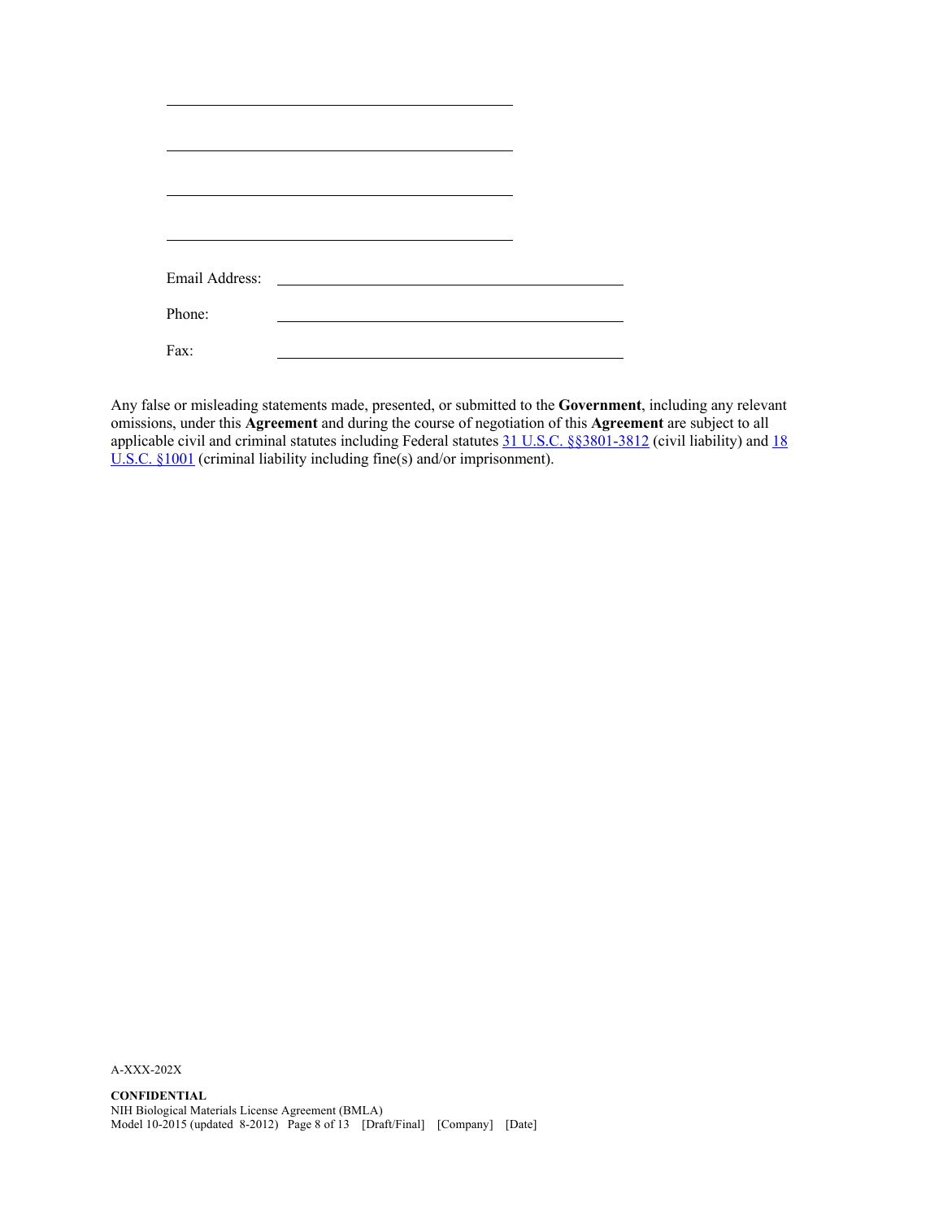\_\_\_\_\_\_\_\_\_\_\_\_\_\_\_\_\_\_\_\_\_\_\_\_\_\_\_\_\_\_\_\_\_\_\_\_\_\_\_\_

\_\_\_\_\_\_\_\_\_\_\_\_\_\_\_\_\_\_\_\_\_\_\_\_\_\_\_\_\_\_\_\_\_\_\_\_\_\_\_\_

\_\_\_\_\_\_\_\_\_\_\_\_\_\_\_\_\_\_\_\_\_\_\_\_\_\_\_\_\_\_\_\_\_\_\_\_\_\_\_\_

\_\_\_\_\_\_\_\_\_\_\_\_\_\_\_\_\_\_\_\_\_\_\_\_\_\_\_\_\_\_\_\_\_\_\_\_\_\_\_\_

Email Address: \_\_\_\_\_\_\_\_\_\_\_\_\_\_\_\_\_\_\_\_\_\_\_\_\_\_\_\_\_\_\_\_\_\_\_\_\_\_\_\_

Phone: \_\_\_\_\_\_\_\_\_\_\_\_\_\_\_\_\_\_\_\_\_\_\_\_\_\_\_\_\_\_\_\_\_\_\_\_\_\_\_\_

Fax: \_\_\_\_\_\_\_\_\_\_\_\_\_\_\_\_\_\_\_\_\_\_\_\_\_\_\_\_\_\_\_\_\_\_\_\_\_\_\_\_

Any false or misleading statements made, presented, or submitted to the **Government**, including any relevant omissions, under this **Agreement** and during the course of negotiation of this **Agreement** are subject to all applicable civil and criminal statutes including Federal statutes 31 U.S.C. §§3801-3812 (civil liability) and 18 U.S.C. §1001 (criminal liability including fine(s) and/or imprisonment).

A-XXX-202X

**CONFIDENTIAL**
NIH Biological Materials License Agreement (BMLA)
Model 10-2015 (updated 8-2012) [Draft/Final] [Company] [Date]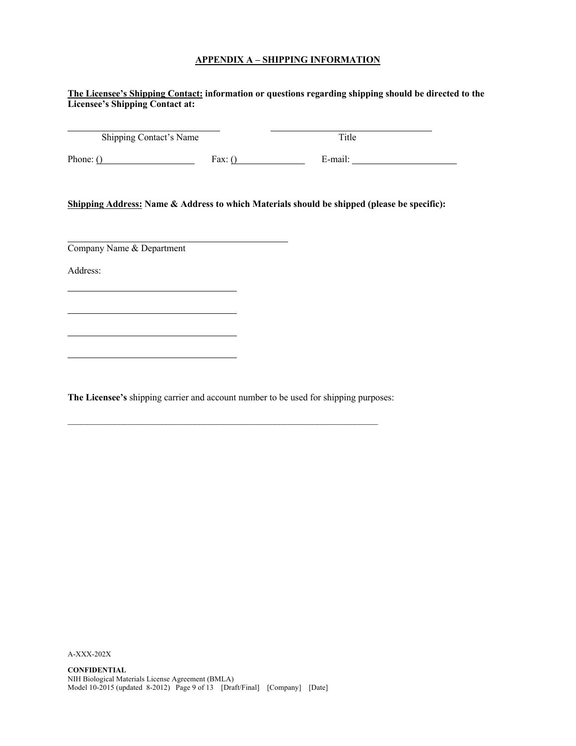## APPENDIX A – SHIPPING INFORMATION

**The Licensee's Shipping Contact: information or questions regarding shipping should be directed to the Licensee's Shipping Contact at:**

\_\_\_\_\_\_\_\_\_\_\_\_\_\_\_\_\_\_\_\_\_\_\_\_\_\_\_\_\_\_ \_\_\_\_\_\_\_\_\_\_\_\_\_\_\_\_\_\_\_\_\_\_\_\_\_\_\_\_\_\_
Shipping Contact's Name Title

Phone: () \_\_\_\_\_\_\_\_\_\_\_\_\_\_\_\_ Fax: () \_\_\_\_\_\_\_\_\_\_\_\_ E-mail: \_\_\_\_\_\_\_\_\_\_\_\_\_\_\_\_\_\_\_\_

**Shipping Address: Name & Address to which Materials should be shipped (please be specific):**

\_\_\_\_\_\_\_\_\_\_\_\_\_\_\_\_\_\_\_\_\_\_\_\_\_\_\_\_\_\_\_\_\_\_\_\_\_\_\_\_
Company Name & Department

Address:

\_\_\_\_\_\_\_\_\_\_\_\_\_\_\_\_\_\_\_\_\_\_\_\_\_\_\_\_\_\_

\_\_\_\_\_\_\_\_\_\_\_\_\_\_\_\_\_\_\_\_\_\_\_\_\_\_\_\_\_\_

\_\_\_\_\_\_\_\_\_\_\_\_\_\_\_\_\_\_\_\_\_\_\_\_\_\_\_\_\_\_

\_\_\_\_\_\_\_\_\_\_\_\_\_\_\_\_\_\_\_\_\_\_\_\_\_\_\_\_\_\_

**The Licensee's** shipping carrier and account number to be used for shipping purposes:

\_\_\_\_\_\_\_\_\_\_\_\_\_\_\_\_\_\_\_\_\_\_\_\_\_\_\_\_\_\_\_\_\_\_\_\_\_\_\_\_\_\_\_\_\_\_\_\_\_\_\_\_\_\_\_\_\_\_

A-XXX-202X

**CONFIDENTIAL**
NIH Biological Materials License Agreement (BMLA)
Model 10-2015 (updated 8-2012) [Draft/Final] [Company] [Date]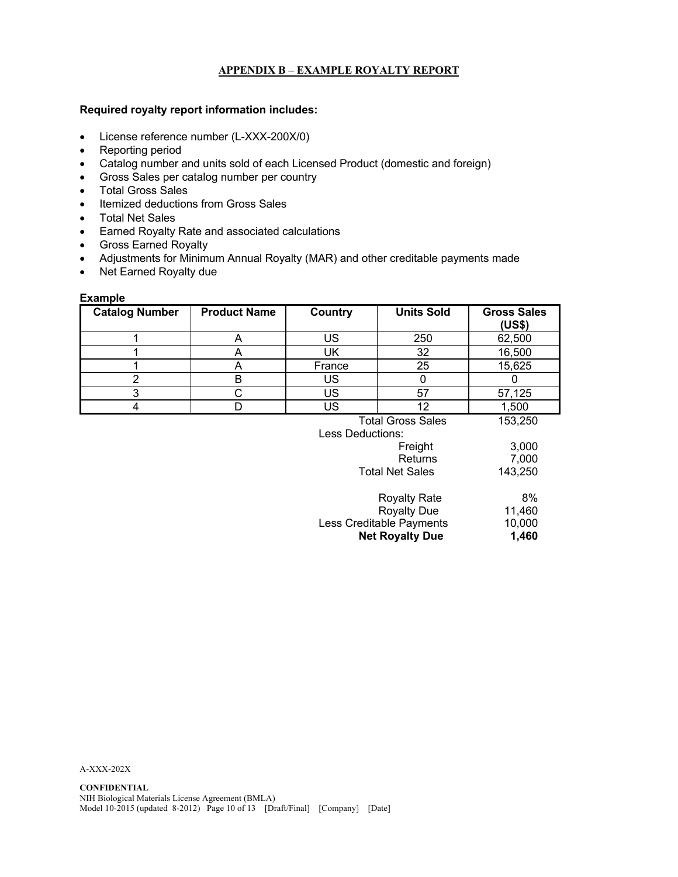## APPENDIX B – EXAMPLE ROYALTY REPORT

**Required royalty report information includes:**

- License reference number (L-XXX-200X/0)
- Reporting period
- Catalog number and units sold of each Licensed Product (domestic and foreign)
- Gross Sales per catalog number per country
- Total Gross Sales
- Itemized deductions from Gross Sales
- Total Net Sales
- Earned Royalty Rate and associated calculations
- Gross Earned Royalty
- Adjustments for Minimum Annual Royalty (MAR) and other creditable payments made
- Net Earned Royalty due

**Example**

| Catalog Number | Product Name | Country | Units Sold | Gross Sales (US$) |
|---|---|---|---|---|
| 1 | A | US | 250 | 62,500 |
| 1 | A | UK | 32 | 16,500 |
| 1 | A | France | 25 | 15,625 |
| 2 | B | US | 0 | 0 |
| 3 | C | US | 57 | 57,125 |
| 4 | D | US | 12 | 1,500 |
| | | | Total Gross Sales | 153,250 |
| | | Less Deductions: | | |
| | | | Freight | 3,000 |
| | | | Returns | 7,000 |
| | | | Total Net Sales | 143,250 |
| | | | Royalty Rate | 8% |
| | | | Royalty Due | 11,460 |
| | | | Less Creditable Payments | 10,000 |
| | | | **Net Royalty Due** | **1,460** |

A-XXX-202X

**CONFIDENTIAL**
NIH Biological Materials License Agreement (BMLA)
Model 10-2015 (updated 8-2012) [Draft/Final] [Company] [Date]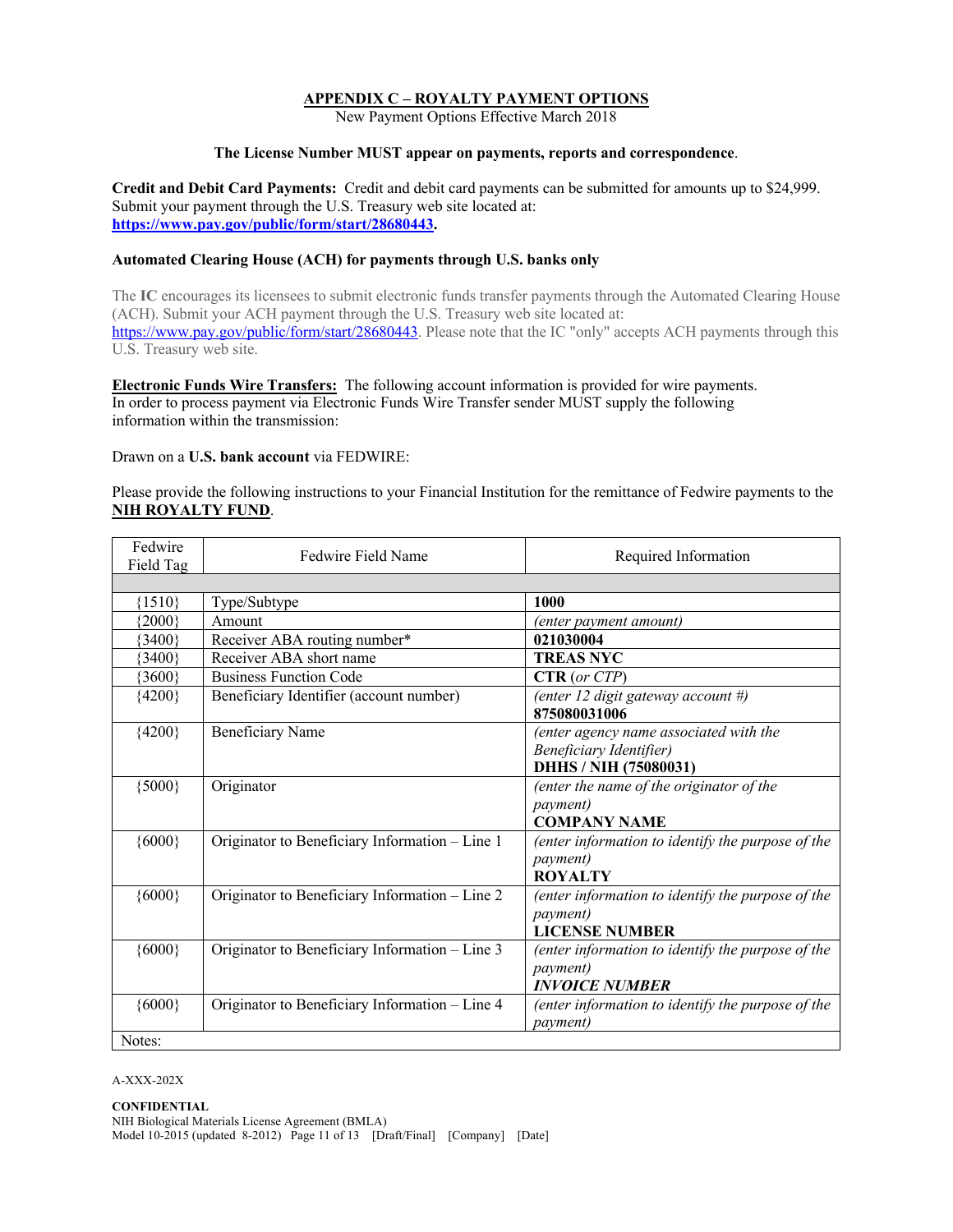## APPENDIX C – ROYALTY PAYMENT OPTIONS

New Payment Options Effective March 2018

**The License Number MUST appear on payments, reports and correspondence**.

**Credit and Debit Card Payments:** Credit and debit card payments can be submitted for amounts up to $24,999. Submit your payment through the U.S. Treasury web site located at: **https://www.pay.gov/public/form/start/28680443.**

**Automated Clearing House (ACH) for payments through U.S. banks only**

The **IC** encourages its licensees to submit electronic funds transfer payments through the Automated Clearing House (ACH). Submit your ACH payment through the U.S. Treasury web site located at: https://www.pay.gov/public/form/start/28680443. Please note that the IC "only" accepts ACH payments through this U.S. Treasury web site.

**Electronic Funds Wire Transfers:** The following account information is provided for wire payments. In order to process payment via Electronic Funds Wire Transfer sender MUST supply the following information within the transmission:

Drawn on a **U.S. bank account** via FEDWIRE:

Please provide the following instructions to your Financial Institution for the remittance of Fedwire payments to the **NIH ROYALTY FUND**.

| Fedwire Field Tag | Fedwire Field Name | Required Information |
|---|---|---|
| | | |
| {1510} | Type/Subtype | **1000** |
| {2000} | Amount | *(enter payment amount)* |
| {3400} | Receiver ABA routing number* | **021030004** |
| {3400} | Receiver ABA short name | **TREAS NYC** |
| {3600} | Business Function Code | **CTR** (*or CTP*) |
| {4200} | Beneficiary Identifier (account number) | *(enter 12 digit gateway account #)* **875080031006** |
| {4200} | Beneficiary Name | *(enter agency name associated with the Beneficiary Identifier)* **DHHS / NIH (75080031)** |
| {5000} | Originator | *(enter the name of the originator of the payment)* **COMPANY NAME** |
| {6000} | Originator to Beneficiary Information – Line 1 | *(enter information to identify the purpose of the payment)* **ROYALTY** |
| {6000} | Originator to Beneficiary Information – Line 2 | *(enter information to identify the purpose of the payment)* **LICENSE NUMBER** |
| {6000} | Originator to Beneficiary Information – Line 3 | *(enter information to identify the purpose of the payment)* ***INVOICE NUMBER*** |
| {6000} | Originator to Beneficiary Information – Line 4 | *(enter information to identify the purpose of the payment)* |
| Notes: | | |

A-XXX-202X

**CONFIDENTIAL**
NIH Biological Materials License Agreement (BMLA)
Model 10-2015 (updated 8-2012) [Draft/Final] [Company] [Date]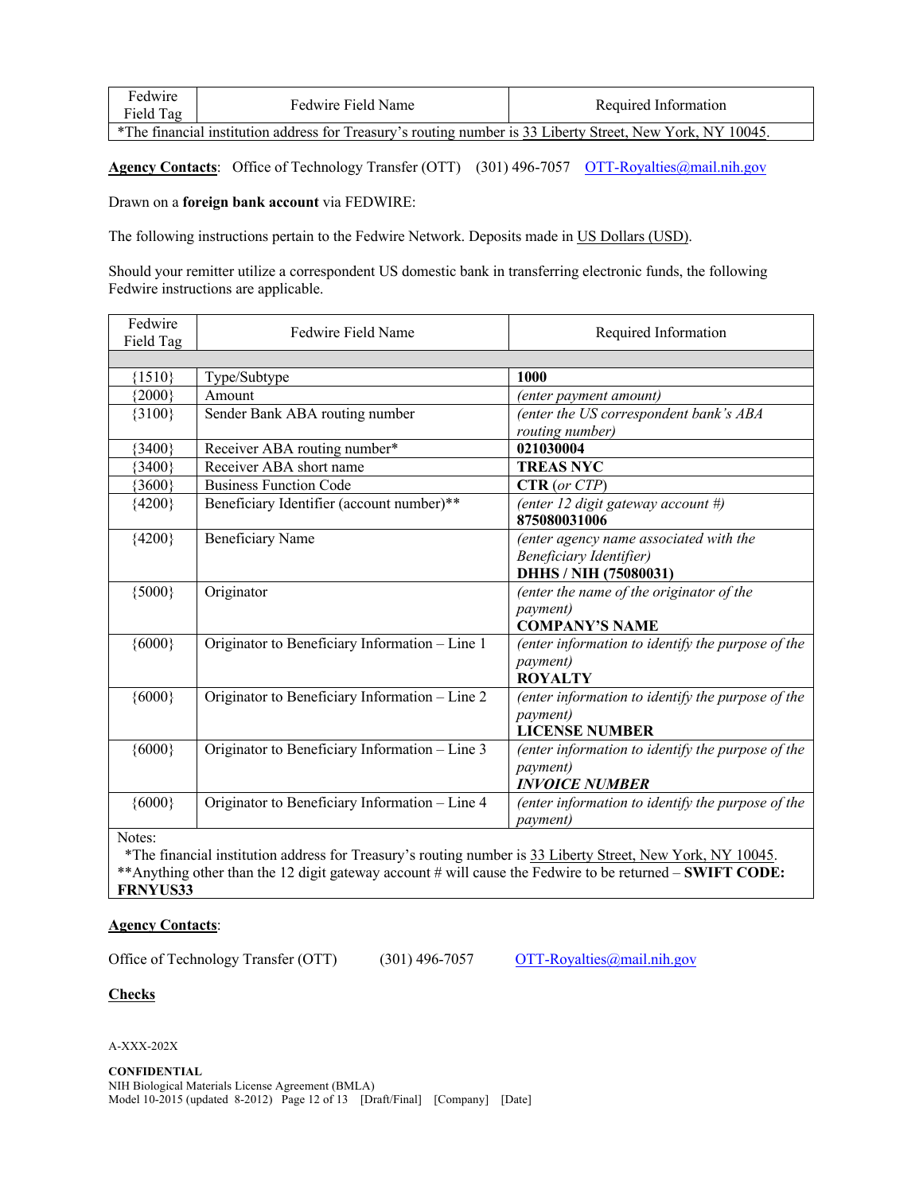| Fedwire Field Tag | Fedwire Field Name | Required Information |
|---|---|---|
| *The financial institution address for Treasury's routing number is 33 Liberty Street, New York, NY 10045. | | |

**Agency Contacts**: Office of Technology Transfer (OTT) (301) 496-7057 OTT-Royalties@mail.nih.gov

Drawn on a **foreign bank account** via FEDWIRE:

The following instructions pertain to the Fedwire Network. Deposits made in US Dollars (USD).

Should your remitter utilize a correspondent US domestic bank in transferring electronic funds, the following Fedwire instructions are applicable.

| Fedwire Field Tag | Fedwire Field Name | Required Information |
|---|---|---|
| | | |
| {1510} | Type/Subtype | **1000** |
| {2000} | Amount | *(enter payment amount)* |
| {3100} | Sender Bank ABA routing number | *(enter the US correspondent bank's ABA routing number)* |
| {3400} | Receiver ABA routing number* | **021030004** |
| {3400} | Receiver ABA short name | **TREAS NYC** |
| {3600} | Business Function Code | **CTR** *(or CTP)* |
| {4200} | Beneficiary Identifier (account number)** | *(enter 12 digit gateway account #)* **875080031006** |
| {4200} | Beneficiary Name | *(enter agency name associated with the Beneficiary Identifier)* **DHHS / NIH (75080031)** |
| {5000} | Originator | *(enter the name of the originator of the payment)* **COMPANY'S NAME** |
| {6000} | Originator to Beneficiary Information – Line 1 | *(enter information to identify the purpose of the payment)* **ROYALTY** |
| {6000} | Originator to Beneficiary Information – Line 2 | *(enter information to identify the purpose of the payment)* **LICENSE NUMBER** |
| {6000} | Originator to Beneficiary Information – Line 3 | *(enter information to identify the purpose of the payment)* ***INVOICE NUMBER*** |
| {6000} | Originator to Beneficiary Information – Line 4 | *(enter information to identify the purpose of the payment)* |

Notes:
*The financial institution address for Treasury's routing number is 33 Liberty Street, New York, NY 10045.
**Anything other than the 12 digit gateway account # will cause the Fedwire to be returned – **SWIFT CODE: FRNYUS33**

**Agency Contacts**:

Office of Technology Transfer (OTT) (301) 496-7057 OTT-Royalties@mail.nih.gov

**Checks**

A-XXX-202X

**CONFIDENTIAL**
NIH Biological Materials License Agreement (BMLA)
Model 10-2015 (updated 8-2012) [Draft/Final] [Company] [Date]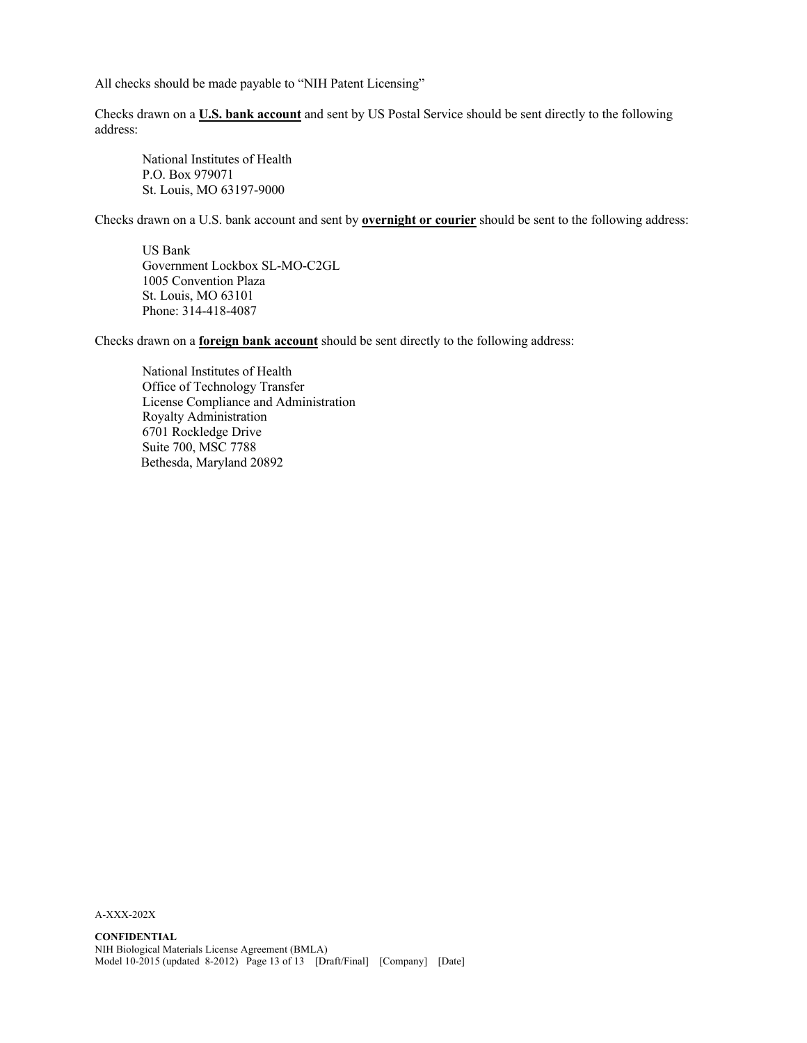All checks should be made payable to "NIH Patent Licensing"

Checks drawn on a **<u>U.S. bank account</u>** and sent by US Postal Service should be sent directly to the following address:

> National Institutes of Health
> P.O. Box 979071
> St. Louis, MO 63197-9000

Checks drawn on a U.S. bank account and sent by **<u>overnight or courier</u>** should be sent to the following address:

> US Bank
> Government Lockbox SL-MO-C2GL
> 1005 Convention Plaza
> St. Louis, MO 63101
> Phone: 314-418-4087

Checks drawn on a **<u>foreign bank account</u>** should be sent directly to the following address:

> National Institutes of Health
> Office of Technology Transfer
> License Compliance and Administration
> Royalty Administration
> 6701 Rockledge Drive
> Suite 700, MSC 7788
> Bethesda, Maryland 20892